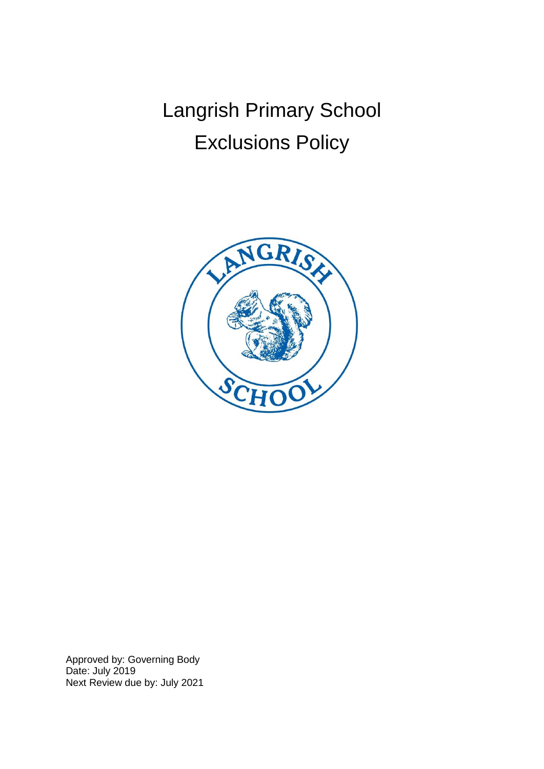# Langrish Primary School
# Exclusions Policy

Approved by: Governing Body
Date: July 2019
Next Review due by: July 2021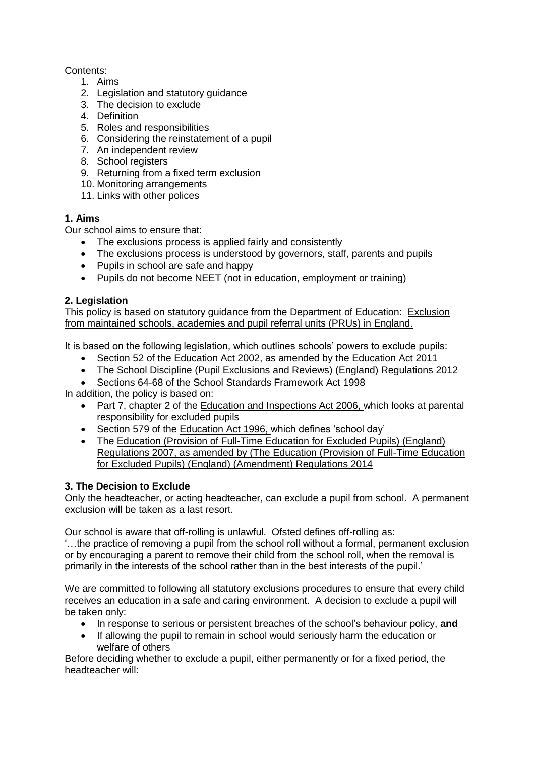Contents:

1. Aims
2. Legislation and statutory guidance
3. The decision to exclude
4. Definition
5. Roles and responsibilities
6. Considering the reinstatement of a pupil
7. An independent review
8. School registers
9. Returning from a fixed term exclusion
10. Monitoring arrangements
11. Links with other polices

## 1. Aims

Our school aims to ensure that:

- The exclusions process is applied fairly and consistently
- The exclusions process is understood by governors, staff, parents and pupils
- Pupils in school are safe and happy
- Pupils do not become NEET (not in education, employment or training)

## 2. Legislation

This policy is based on statutory guidance from the Department of Education: Exclusion from maintained schools, academies and pupil referral units (PRUs) in England.

It is based on the following legislation, which outlines schools' powers to exclude pupils:

- Section 52 of the Education Act 2002, as amended by the Education Act 2011
- The School Discipline (Pupil Exclusions and Reviews) (England) Regulations 2012
- Sections 64-68 of the School Standards Framework Act 1998

In addition, the policy is based on:

- Part 7, chapter 2 of the Education and Inspections Act 2006, which looks at parental responsibility for excluded pupils
- Section 579 of the Education Act 1996, which defines 'school day'
- The Education (Provision of Full-Time Education for Excluded Pupils) (England) Regulations 2007, as amended by (The Education (Provision of Full-Time Education for Excluded Pupils) (England) (Amendment) Regulations 2014

## 3. The Decision to Exclude

Only the headteacher, or acting headteacher, can exclude a pupil from school. A permanent exclusion will be taken as a last resort.

Our school is aware that off-rolling is unlawful. Ofsted defines off-rolling as:
'…the practice of removing a pupil from the school roll without a formal, permanent exclusion or by encouraging a parent to remove their child from the school roll, when the removal is primarily in the interests of the school rather than in the best interests of the pupil.'

We are committed to following all statutory exclusions procedures to ensure that every child receives an education in a safe and caring environment. A decision to exclude a pupil will be taken only:

- In response to serious or persistent breaches of the school's behaviour policy, **and**
- If allowing the pupil to remain in school would seriously harm the education or welfare of others

Before deciding whether to exclude a pupil, either permanently or for a fixed period, the headteacher will: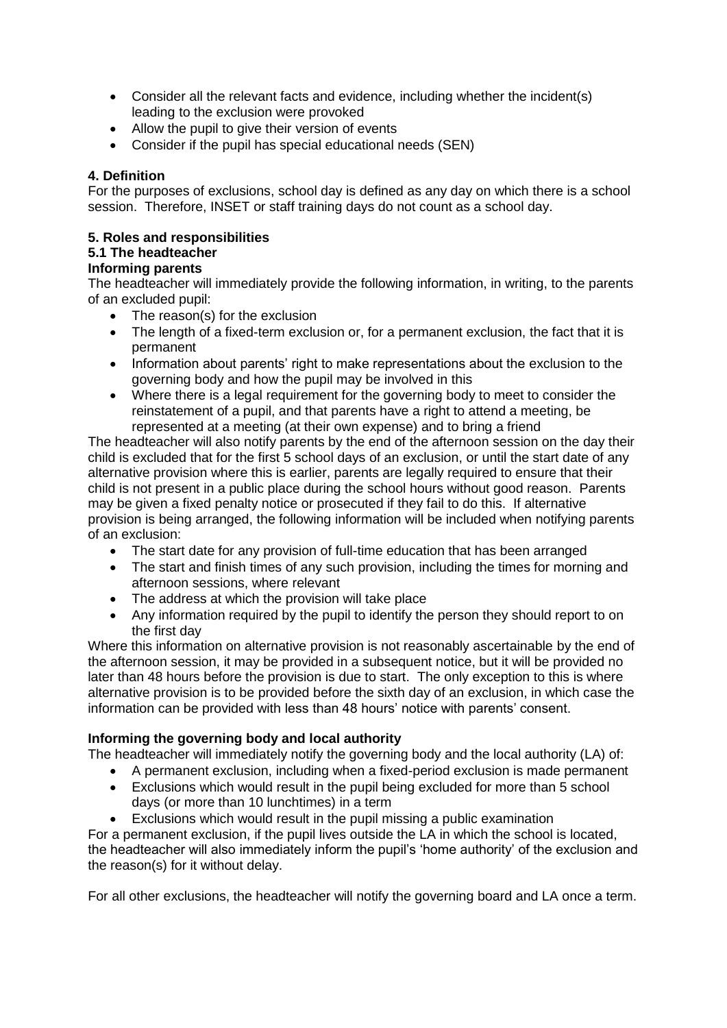- Consider all the relevant facts and evidence, including whether the incident(s) leading to the exclusion were provoked
- Allow the pupil to give their version of events
- Consider if the pupil has special educational needs (SEN)

## 4. Definition

For the purposes of exclusions, school day is defined as any day on which there is a school session. Therefore, INSET or staff training days do not count as a school day.

## 5. Roles and responsibilities

### 5.1 The headteacher

**Informing parents**

The headteacher will immediately provide the following information, in writing, to the parents of an excluded pupil:

- The reason(s) for the exclusion
- The length of a fixed-term exclusion or, for a permanent exclusion, the fact that it is permanent
- Information about parents' right to make representations about the exclusion to the governing body and how the pupil may be involved in this
- Where there is a legal requirement for the governing body to meet to consider the reinstatement of a pupil, and that parents have a right to attend a meeting, be represented at a meeting (at their own expense) and to bring a friend

The headteacher will also notify parents by the end of the afternoon session on the day their child is excluded that for the first 5 school days of an exclusion, or until the start date of any alternative provision where this is earlier, parents are legally required to ensure that their child is not present in a public place during the school hours without good reason. Parents may be given a fixed penalty notice or prosecuted if they fail to do this. If alternative provision is being arranged, the following information will be included when notifying parents of an exclusion:

- The start date for any provision of full-time education that has been arranged
- The start and finish times of any such provision, including the times for morning and afternoon sessions, where relevant
- The address at which the provision will take place
- Any information required by the pupil to identify the person they should report to on the first day

Where this information on alternative provision is not reasonably ascertainable by the end of the afternoon session, it may be provided in a subsequent notice, but it will be provided no later than 48 hours before the provision is due to start. The only exception to this is where alternative provision is to be provided before the sixth day of an exclusion, in which case the information can be provided with less than 48 hours' notice with parents' consent.

**Informing the governing body and local authority**

The headteacher will immediately notify the governing body and the local authority (LA) of:

- A permanent exclusion, including when a fixed-period exclusion is made permanent
- Exclusions which would result in the pupil being excluded for more than 5 school days (or more than 10 lunchtimes) in a term
- Exclusions which would result in the pupil missing a public examination

For a permanent exclusion, if the pupil lives outside the LA in which the school is located, the headteacher will also immediately inform the pupil's 'home authority' of the exclusion and the reason(s) for it without delay.

For all other exclusions, the headteacher will notify the governing board and LA once a term.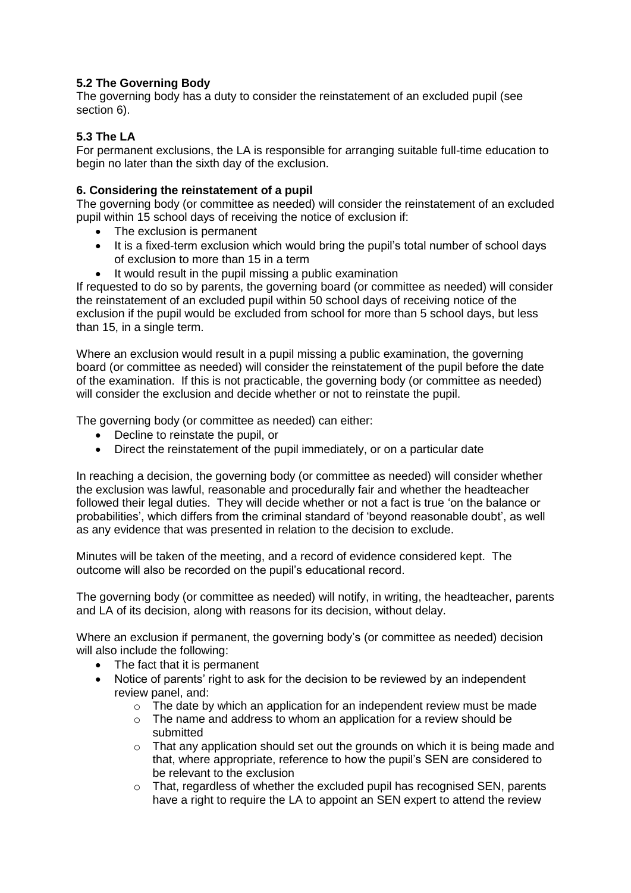### 5.2 The Governing Body

The governing body has a duty to consider the reinstatement of an excluded pupil (see section 6).

### 5.3 The LA

For permanent exclusions, the LA is responsible for arranging suitable full-time education to begin no later than the sixth day of the exclusion.

## 6. Considering the reinstatement of a pupil

The governing body (or committee as needed) will consider the reinstatement of an excluded pupil within 15 school days of receiving the notice of exclusion if:

- The exclusion is permanent
- It is a fixed-term exclusion which would bring the pupil's total number of school days of exclusion to more than 15 in a term
- It would result in the pupil missing a public examination

If requested to do so by parents, the governing board (or committee as needed) will consider the reinstatement of an excluded pupil within 50 school days of receiving notice of the exclusion if the pupil would be excluded from school for more than 5 school days, but less than 15, in a single term.

Where an exclusion would result in a pupil missing a public examination, the governing board (or committee as needed) will consider the reinstatement of the pupil before the date of the examination. If this is not practicable, the governing body (or committee as needed) will consider the exclusion and decide whether or not to reinstate the pupil.

The governing body (or committee as needed) can either:

- Decline to reinstate the pupil, or
- Direct the reinstatement of the pupil immediately, or on a particular date

In reaching a decision, the governing body (or committee as needed) will consider whether the exclusion was lawful, reasonable and procedurally fair and whether the headteacher followed their legal duties. They will decide whether or not a fact is true 'on the balance or probabilities', which differs from the criminal standard of 'beyond reasonable doubt', as well as any evidence that was presented in relation to the decision to exclude.

Minutes will be taken of the meeting, and a record of evidence considered kept. The outcome will also be recorded on the pupil's educational record.

The governing body (or committee as needed) will notify, in writing, the headteacher, parents and LA of its decision, along with reasons for its decision, without delay.

Where an exclusion if permanent, the governing body's (or committee as needed) decision will also include the following:

- The fact that it is permanent
- Notice of parents' right to ask for the decision to be reviewed by an independent review panel, and:
  - The date by which an application for an independent review must be made
  - The name and address to whom an application for a review should be submitted
  - That any application should set out the grounds on which it is being made and that, where appropriate, reference to how the pupil's SEN are considered to be relevant to the exclusion
  - That, regardless of whether the excluded pupil has recognised SEN, parents have a right to require the LA to appoint an SEN expert to attend the review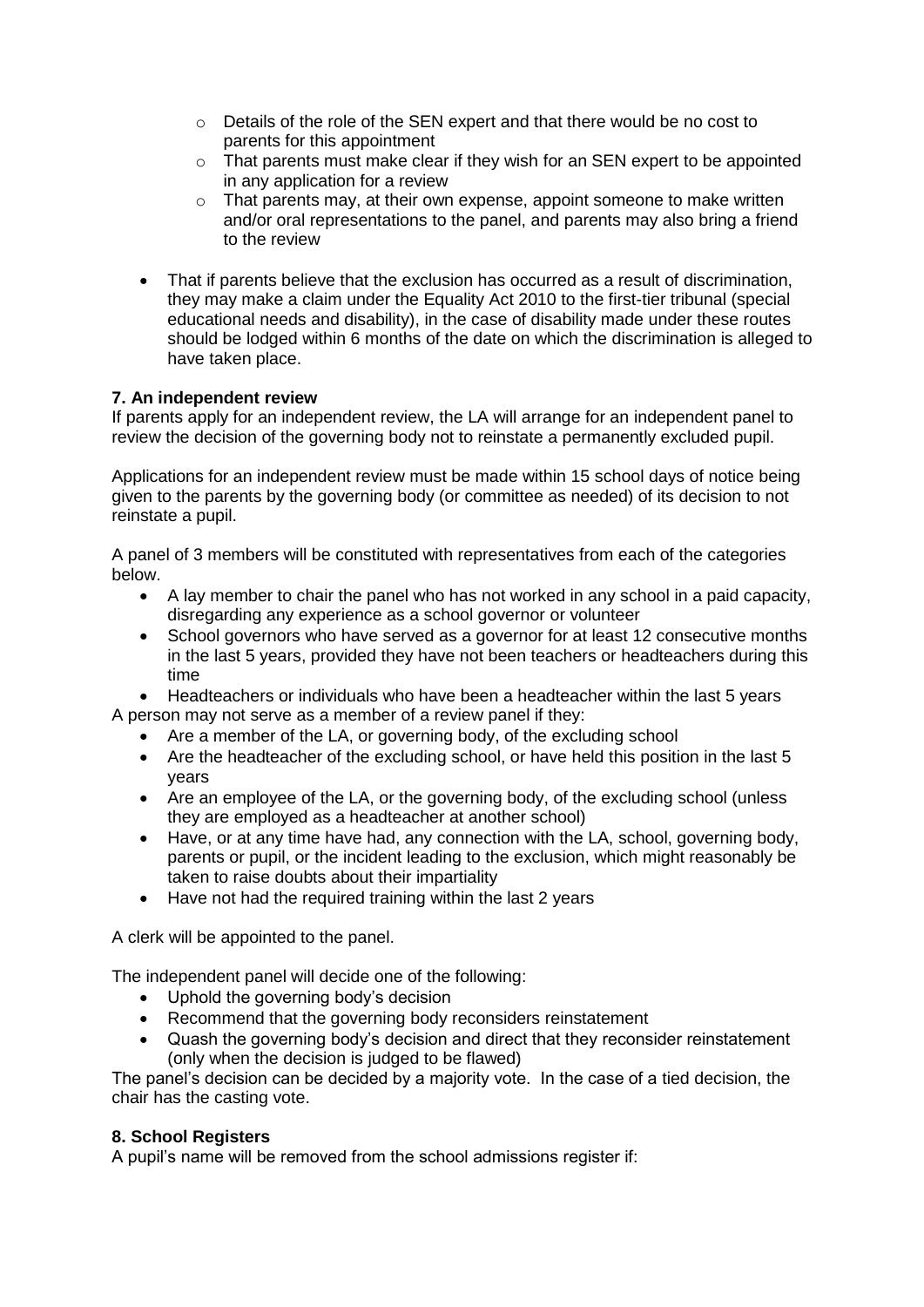- Details of the role of the SEN expert and that there would be no cost to parents for this appointment
  - That parents must make clear if they wish for an SEN expert to be appointed in any application for a review
  - That parents may, at their own expense, appoint someone to make written and/or oral representations to the panel, and parents may also bring a friend to the review

- That if parents believe that the exclusion has occurred as a result of discrimination, they may make a claim under the Equality Act 2010 to the first-tier tribunal (special educational needs and disability), in the case of disability made under these routes should be lodged within 6 months of the date on which the discrimination is alleged to have taken place.

**7. An independent review**

If parents apply for an independent review, the LA will arrange for an independent panel to review the decision of the governing body not to reinstate a permanently excluded pupil.

Applications for an independent review must be made within 15 school days of notice being given to the parents by the governing body (or committee as needed) of its decision to not reinstate a pupil.

A panel of 3 members will be constituted with representatives from each of the categories below.

- A lay member to chair the panel who has not worked in any school in a paid capacity, disregarding any experience as a school governor or volunteer
- School governors who have served as a governor for at least 12 consecutive months in the last 5 years, provided they have not been teachers or headteachers during this time
- Headteachers or individuals who have been a headteacher within the last 5 years

A person may not serve as a member of a review panel if they:

- Are a member of the LA, or governing body, of the excluding school
- Are the headteacher of the excluding school, or have held this position in the last 5 years
- Are an employee of the LA, or the governing body, of the excluding school (unless they are employed as a headteacher at another school)
- Have, or at any time have had, any connection with the LA, school, governing body, parents or pupil, or the incident leading to the exclusion, which might reasonably be taken to raise doubts about their impartiality
- Have not had the required training within the last 2 years

A clerk will be appointed to the panel.

The independent panel will decide one of the following:

- Uphold the governing body's decision
- Recommend that the governing body reconsiders reinstatement
- Quash the governing body's decision and direct that they reconsider reinstatement (only when the decision is judged to be flawed)

The panel's decision can be decided by a majority vote. In the case of a tied decision, the chair has the casting vote.

**8. School Registers**

A pupil's name will be removed from the school admissions register if: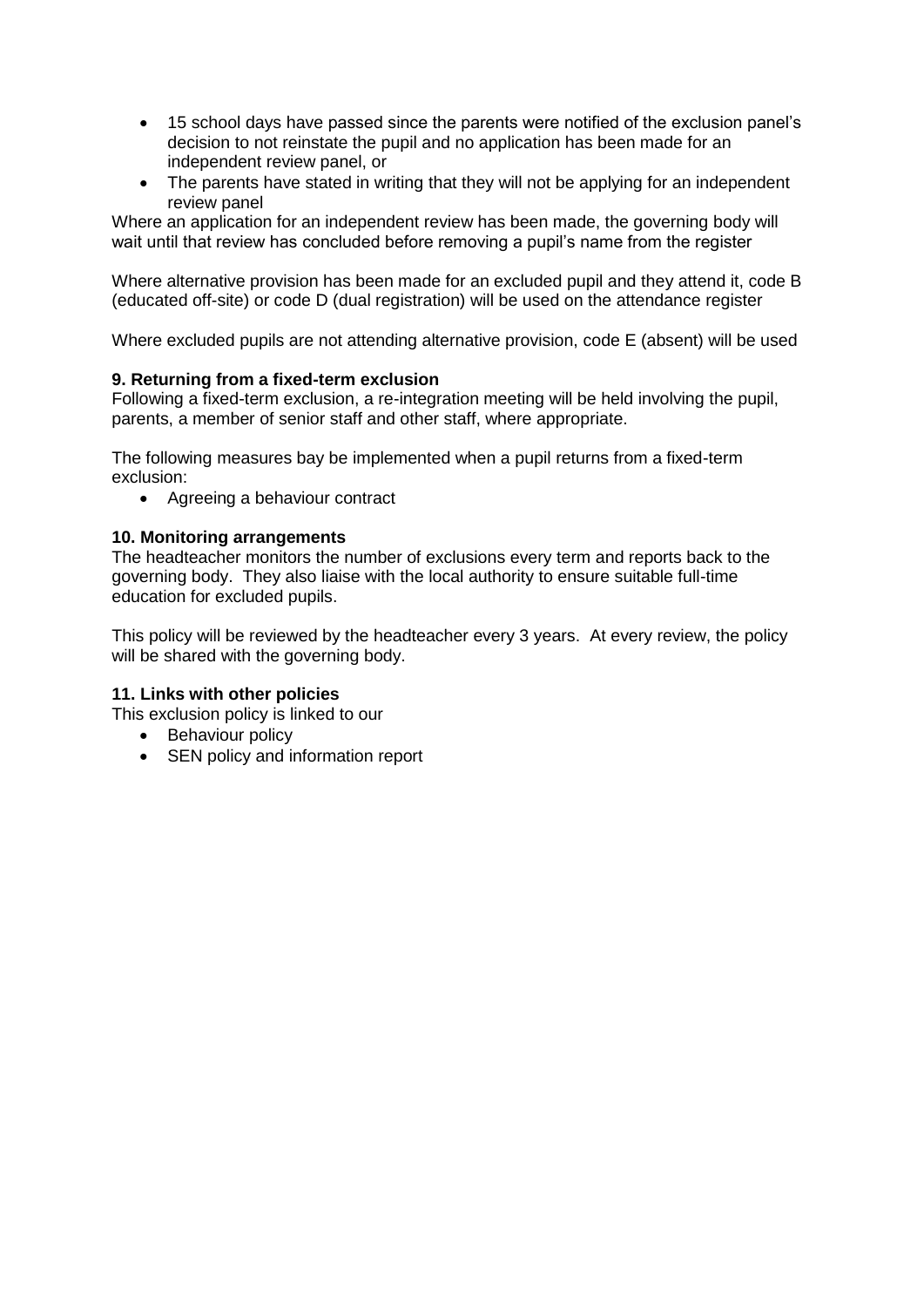- 15 school days have passed since the parents were notified of the exclusion panel's decision to not reinstate the pupil and no application has been made for an independent review panel, or
- The parents have stated in writing that they will not be applying for an independent review panel

Where an application for an independent review has been made, the governing body will wait until that review has concluded before removing a pupil's name from the register

Where alternative provision has been made for an excluded pupil and they attend it, code B (educated off-site) or code D (dual registration) will be used on the attendance register

Where excluded pupils are not attending alternative provision, code E (absent) will be used

**9. Returning from a fixed-term exclusion**

Following a fixed-term exclusion, a re-integration meeting will be held involving the pupil, parents, a member of senior staff and other staff, where appropriate.

The following measures bay be implemented when a pupil returns from a fixed-term exclusion:

- Agreeing a behaviour contract

**10. Monitoring arrangements**

The headteacher monitors the number of exclusions every term and reports back to the governing body. They also liaise with the local authority to ensure suitable full-time education for excluded pupils.

This policy will be reviewed by the headteacher every 3 years. At every review, the policy will be shared with the governing body.

**11. Links with other policies**

This exclusion policy is linked to our

- Behaviour policy
- SEN policy and information report